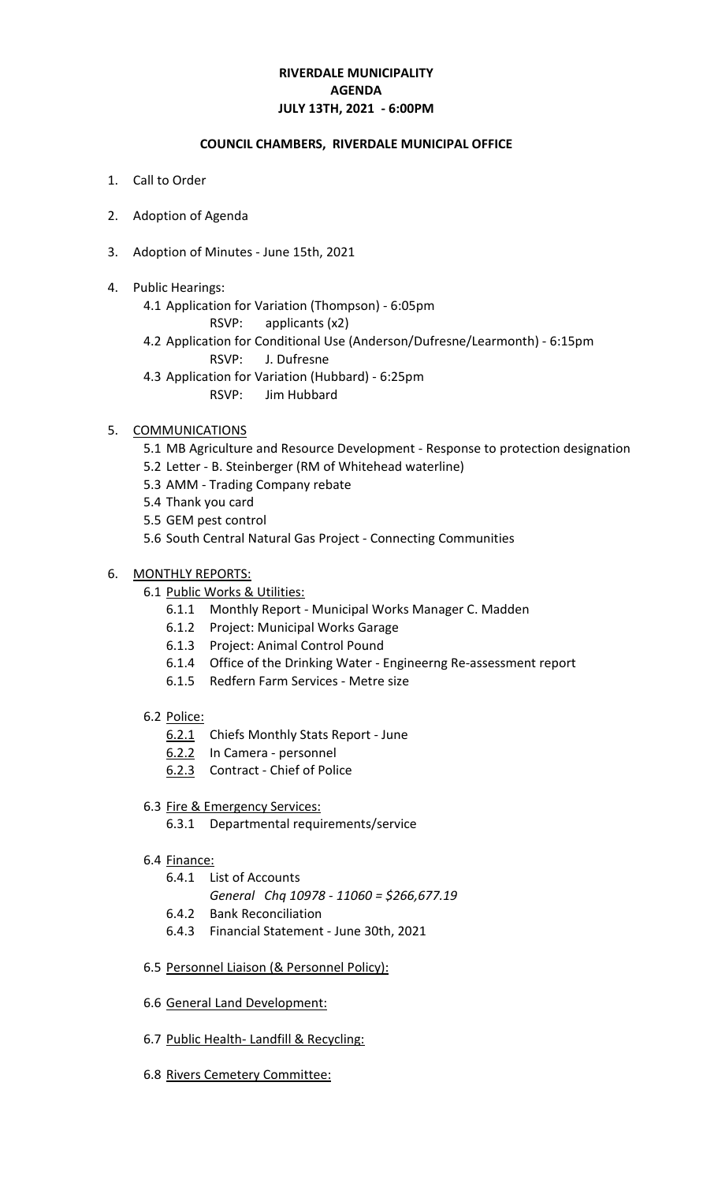# RIVERDALE MUNICIPALITY
# AGENDA
# JULY 13TH, 2021 - 6:00PM

## COUNCIL CHAMBERS, RIVERDALE MUNICIPAL OFFICE

1. Call to Order
2. Adoption of Agenda
3. Adoption of Minutes - June 15th, 2021
4. Public Hearings:
   - 4.1 Application for Variation (Thompson) - 6:05pm
     - RSVP: applicants (x2)
   - 4.2 Application for Conditional Use (Anderson/Dufresne/Learmonth) - 6:15pm
     - RSVP: J. Dufresne
   - 4.3 Application for Variation (Hubbard) - 6:25pm
     - RSVP: Jim Hubbard
5. <u>COMMUNICATIONS</u>
   - 5.1 MB Agriculture and Resource Development - Response to protection designation
   - 5.2 Letter - B. Steinberger (RM of Whitehead waterline)
   - 5.3 AMM - Trading Company rebate
   - 5.4 Thank you card
   - 5.5 GEM pest control
   - 5.6 South Central Natural Gas Project - Connecting Communities
6. <u>MONTHLY REPORTS:</u>
   - 6.1 <u>Public Works & Utilities:</u>
     - 6.1.1 Monthly Report - Municipal Works Manager C. Madden
     - 6.1.2 Project: Municipal Works Garage
     - 6.1.3 Project: Animal Control Pound
     - 6.1.4 Office of the Drinking Water - Engineerng Re-assessment report
     - 6.1.5 Redfern Farm Services - Metre size
   - 6.2 <u>Police:</u>
     - <u>6.2.1</u> Chiefs Monthly Stats Report - June
     - <u>6.2.2</u> In Camera - personnel
     - <u>6.2.3</u> Contract - Chief of Police
   - 6.3 <u>Fire & Emergency Services:</u>
     - 6.3.1 Departmental requirements/service
   - 6.4 <u>Finance:</u>
     - 6.4.1 List of Accounts
       - *General Chq 10978 - 11060 = $266,677.19*
     - 6.4.2 Bank Reconciliation
     - 6.4.3 Financial Statement - June 30th, 2021
   - 6.5 <u>Personnel Liaison (& Personnel Policy):</u>
   - 6.6 <u>General Land Development:</u>
   - 6.7 <u>Public Health- Landfill & Recycling:</u>
   - 6.8 <u>Rivers Cemetery Committee:</u>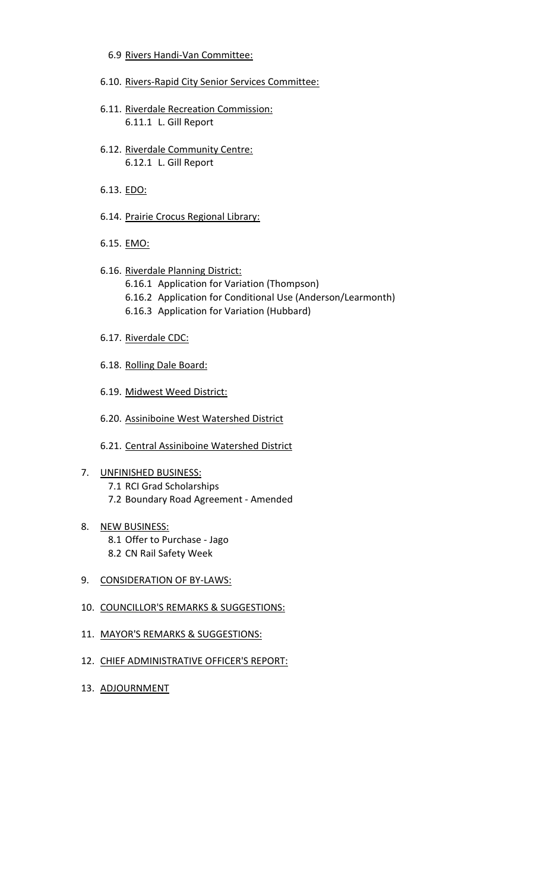6.9 Rivers Handi-Van Committee:

6.10. Rivers-Rapid City Senior Services Committee:

6.11. Riverdale Recreation Commission:
  6.11.1 L. Gill Report

6.12. Riverdale Community Centre:
  6.12.1 L. Gill Report

6.13. EDO:

6.14. Prairie Crocus Regional Library:

6.15. EMO:

6.16. Riverdale Planning District:
  6.16.1 Application for Variation (Thompson)
  6.16.2 Application for Conditional Use (Anderson/Learmonth)
  6.16.3 Application for Variation (Hubbard)

6.17. Riverdale CDC:

6.18. Rolling Dale Board:

6.19. Midwest Weed District:

6.20. Assiniboine West Watershed District

6.21. Central Assiniboine Watershed District

7. UNFINISHED BUSINESS:
   7.1 RCI Grad Scholarships
   7.2 Boundary Road Agreement - Amended

8. NEW BUSINESS:
   8.1 Offer to Purchase - Jago
   8.2 CN Rail Safety Week

9. CONSIDERATION OF BY-LAWS:

10. COUNCILLOR'S REMARKS & SUGGESTIONS:

11. MAYOR'S REMARKS & SUGGESTIONS:

12. CHIEF ADMINISTRATIVE OFFICER'S REPORT:

13. ADJOURNMENT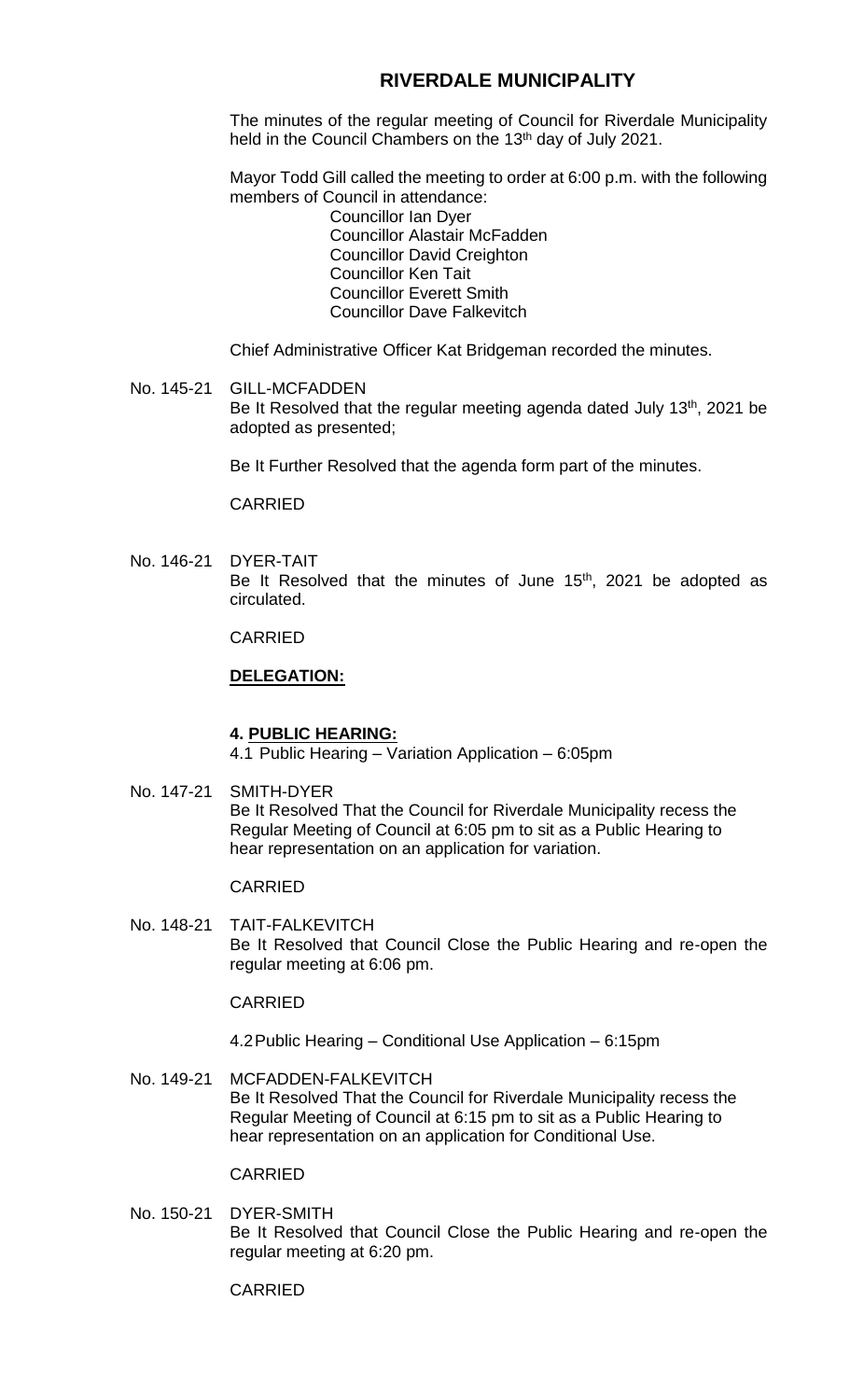# RIVERDALE MUNICIPALITY

The minutes of the regular meeting of Council for Riverdale Municipality held in the Council Chambers on the 13th day of July 2021.

Mayor Todd Gill called the meeting to order at 6:00 p.m. with the following members of Council in attendance:

Councillor Ian Dyer
Councillor Alastair McFadden
Councillor David Creighton
Councillor Ken Tait
Councillor Everett Smith
Councillor Dave Falkevitch

Chief Administrative Officer Kat Bridgeman recorded the minutes.

No. 145-21 GILL-MCFADDEN
Be It Resolved that the regular meeting agenda dated July 13th, 2021 be adopted as presented;

Be It Further Resolved that the agenda form part of the minutes.

CARRIED

No. 146-21 DYER-TAIT
Be It Resolved that the minutes of June 15th, 2021 be adopted as circulated.

CARRIED

**DELEGATION:**

**4. PUBLIC HEARING:**

4.1 Public Hearing – Variation Application – 6:05pm

No. 147-21 SMITH-DYER
Be It Resolved That the Council for Riverdale Municipality recess the Regular Meeting of Council at 6:05 pm to sit as a Public Hearing to hear representation on an application for variation.

CARRIED

No. 148-21 TAIT-FALKEVITCH
Be It Resolved that Council Close the Public Hearing and re-open the regular meeting at 6:06 pm.

CARRIED

4.2 Public Hearing – Conditional Use Application – 6:15pm

No. 149-21 MCFADDEN-FALKEVITCH
Be It Resolved That the Council for Riverdale Municipality recess the Regular Meeting of Council at 6:15 pm to sit as a Public Hearing to hear representation on an application for Conditional Use.

CARRIED

No. 150-21 DYER-SMITH
Be It Resolved that Council Close the Public Hearing and re-open the regular meeting at 6:20 pm.

CARRIED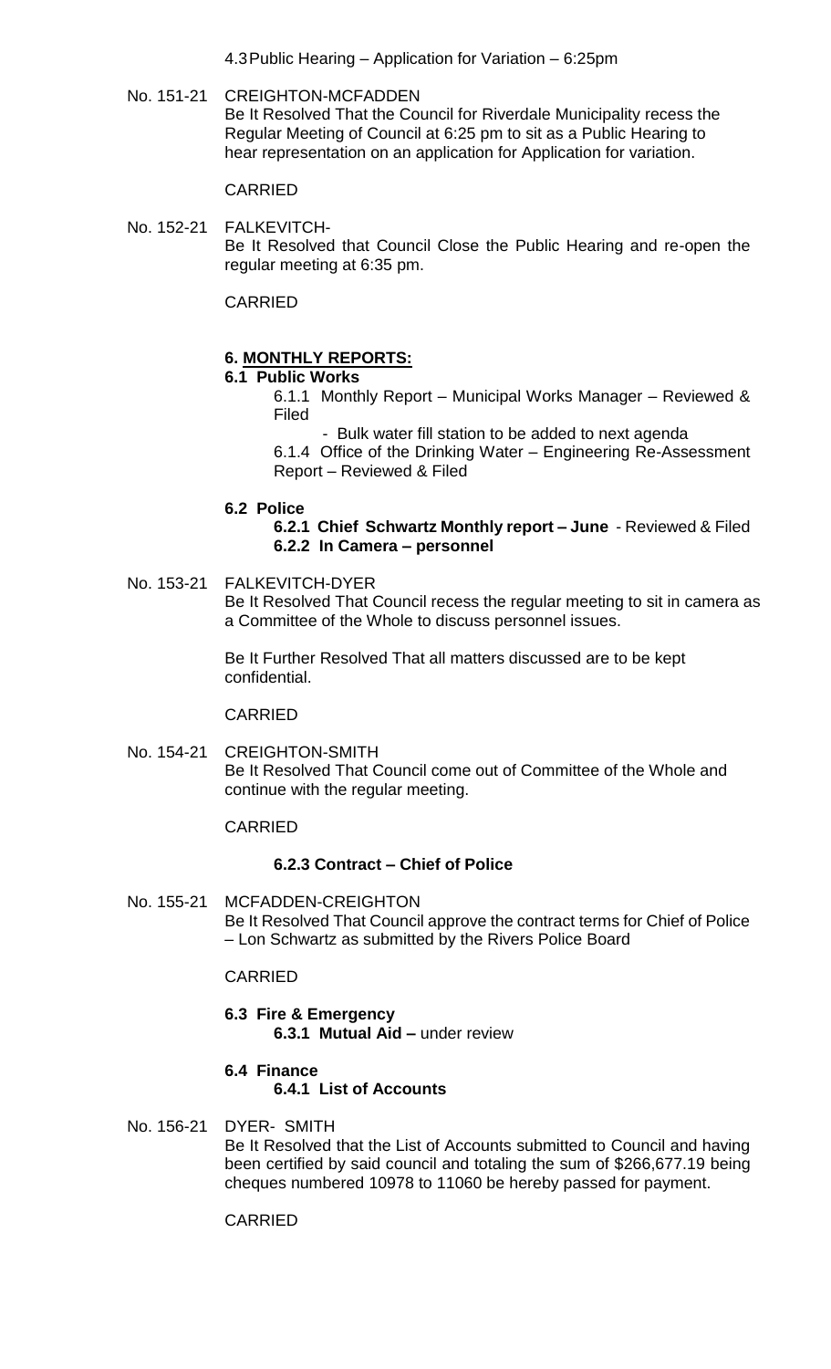4.3 Public Hearing – Application for Variation – 6:25pm

No. 151-21 CREIGHTON-MCFADDEN

Be It Resolved That the Council for Riverdale Municipality recess the Regular Meeting of Council at 6:25 pm to sit as a Public Hearing to hear representation on an application for Application for variation.

CARRIED

No. 152-21 FALKEVITCH-

Be It Resolved that Council Close the Public Hearing and re-open the regular meeting at 6:35 pm.

CARRIED

## 6. MONTHLY REPORTS:

### 6.1 Public Works

6.1.1 Monthly Report – Municipal Works Manager – Reviewed & Filed

- Bulk water fill station to be added to next agenda

6.1.4 Office of the Drinking Water – Engineering Re-Assessment Report – Reviewed & Filed

### 6.2 Police

**6.2.1 Chief Schwartz Monthly report – June** - Reviewed & Filed

**6.2.2 In Camera – personnel**

No. 153-21 FALKEVITCH-DYER

Be It Resolved That Council recess the regular meeting to sit in camera as a Committee of the Whole to discuss personnel issues.

Be It Further Resolved That all matters discussed are to be kept confidential.

CARRIED

No. 154-21 CREIGHTON-SMITH

Be It Resolved That Council come out of Committee of the Whole and continue with the regular meeting.

CARRIED

**6.2.3 Contract – Chief of Police**

No. 155-21 MCFADDEN-CREIGHTON

Be It Resolved That Council approve the contract terms for Chief of Police – Lon Schwartz as submitted by the Rivers Police Board

CARRIED

### 6.3 Fire & Emergency

**6.3.1 Mutual Aid –** under review

### 6.4 Finance

**6.4.1 List of Accounts**

No. 156-21 DYER- SMITH

Be It Resolved that the List of Accounts submitted to Council and having been certified by said council and totaling the sum of $266,677.19 being cheques numbered 10978 to 11060 be hereby passed for payment.

CARRIED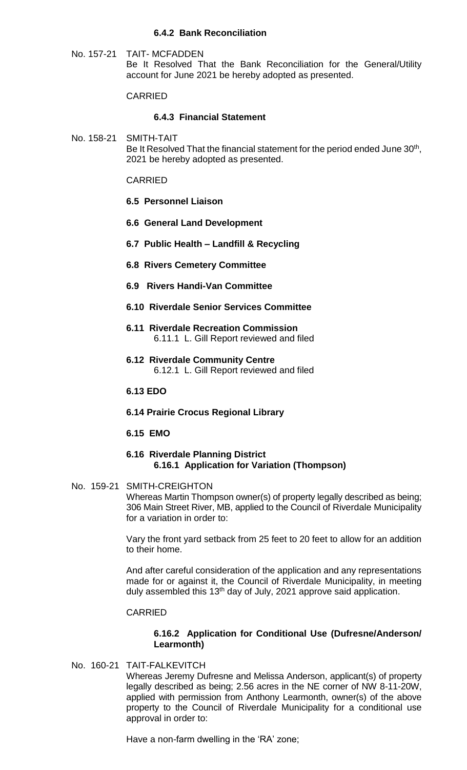**6.4.2 Bank Reconciliation**

No. 157-21 TAIT- MCFADDEN

Be It Resolved That the Bank Reconciliation for the General/Utility account for June 2021 be hereby adopted as presented.

CARRIED

**6.4.3 Financial Statement**

No. 158-21 SMITH-TAIT

Be It Resolved That the financial statement for the period ended June 30th, 2021 be hereby adopted as presented.

CARRIED

**6.5 Personnel Liaison**

**6.6 General Land Development**

**6.7 Public Health – Landfill & Recycling**

**6.8 Rivers Cemetery Committee**

**6.9 Rivers Handi-Van Committee**

**6.10 Riverdale Senior Services Committee**

**6.11 Riverdale Recreation Commission**

6.11.1 L. Gill Report reviewed and filed

**6.12 Riverdale Community Centre**

6.12.1 L. Gill Report reviewed and filed

**6.13 EDO**

**6.14 Prairie Crocus Regional Library**

**6.15 EMO**

**6.16 Riverdale Planning District**

**6.16.1 Application for Variation (Thompson)**

No. 159-21 SMITH-CREIGHTON

Whereas Martin Thompson owner(s) of property legally described as being; 306 Main Street River, MB, applied to the Council of Riverdale Municipality for a variation in order to:

Vary the front yard setback from 25 feet to 20 feet to allow for an addition to their home.

And after careful consideration of the application and any representations made for or against it, the Council of Riverdale Municipality, in meeting duly assembled this 13th day of July, 2021 approve said application.

CARRIED

**6.16.2 Application for Conditional Use (Dufresne/Anderson/ Learmonth)**

No. 160-21 TAIT-FALKEVITCH

Whereas Jeremy Dufresne and Melissa Anderson, applicant(s) of property legally described as being; 2.56 acres in the NE corner of NW 8-11-20W, applied with permission from Anthony Learmonth, owner(s) of the above property to the Council of Riverdale Municipality for a conditional use approval in order to:

Have a non-farm dwelling in the 'RA' zone;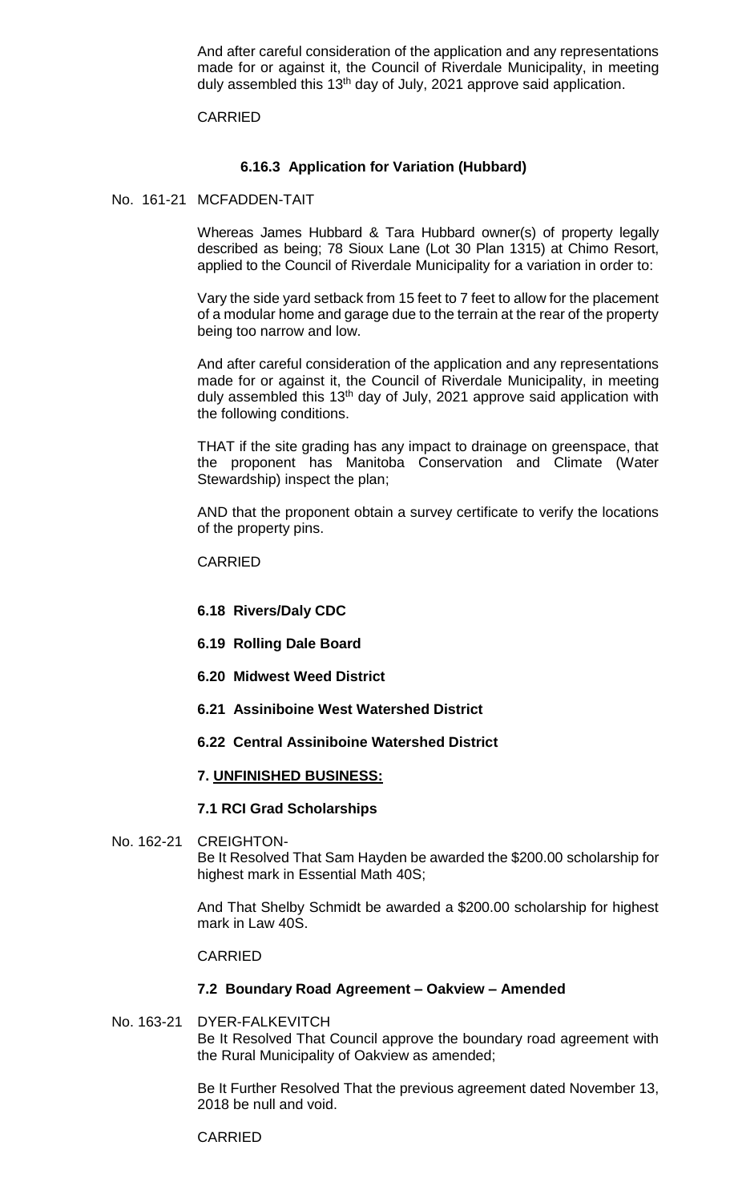And after careful consideration of the application and any representations made for or against it, the Council of Riverdale Municipality, in meeting duly assembled this 13th day of July, 2021 approve said application.

CARRIED

### 6.16.3 Application for Variation (Hubbard)

No. 161-21 MCFADDEN-TAIT

Whereas James Hubbard & Tara Hubbard owner(s) of property legally described as being; 78 Sioux Lane (Lot 30 Plan 1315) at Chimo Resort, applied to the Council of Riverdale Municipality for a variation in order to:

Vary the side yard setback from 15 feet to 7 feet to allow for the placement of a modular home and garage due to the terrain at the rear of the property being too narrow and low.

And after careful consideration of the application and any representations made for or against it, the Council of Riverdale Municipality, in meeting duly assembled this 13th day of July, 2021 approve said application with the following conditions.

THAT if the site grading has any impact to drainage on greenspace, that the proponent has Manitoba Conservation and Climate (Water Stewardship) inspect the plan;

AND that the proponent obtain a survey certificate to verify the locations of the property pins.

CARRIED

### 6.18 Rivers/Daly CDC

### 6.19 Rolling Dale Board

### 6.20 Midwest Weed District

### 6.21 Assiniboine West Watershed District

### 6.22 Central Assiniboine Watershed District

## 7. UNFINISHED BUSINESS:

### 7.1 RCI Grad Scholarships

No. 162-21 CREIGHTON-

Be It Resolved That Sam Hayden be awarded the $200.00 scholarship for highest mark in Essential Math 40S;

And That Shelby Schmidt be awarded a $200.00 scholarship for highest mark in Law 40S.

CARRIED

### 7.2 Boundary Road Agreement – Oakview – Amended

No. 163-21 DYER-FALKEVITCH

Be It Resolved That Council approve the boundary road agreement with the Rural Municipality of Oakview as amended;

Be It Further Resolved That the previous agreement dated November 13, 2018 be null and void.

CARRIED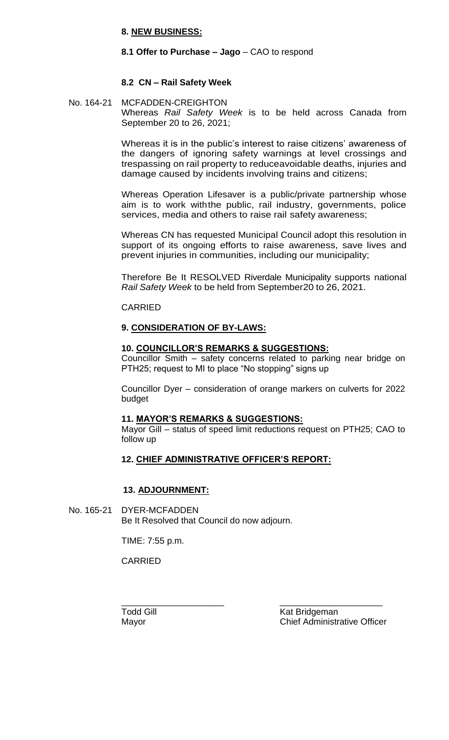## 8. NEW BUSINESS:

**8.1 Offer to Purchase – Jago** – CAO to respond

**8.2 CN – Rail Safety Week**

No. 164-21 MCFADDEN-CREIGHTON

Whereas *Rail Safety Week* is to be held across Canada from September 20 to 26, 2021;

Whereas it is in the public's interest to raise citizens' awareness of the dangers of ignoring safety warnings at level crossings and trespassing on rail property to reduceavoidable deaths, injuries and damage caused by incidents involving trains and citizens;

Whereas Operation Lifesaver is a public/private partnership whose aim is to work withthe public, rail industry, governments, police services, media and others to raise rail safety awareness;

Whereas CN has requested Municipal Council adopt this resolution in support of its ongoing efforts to raise awareness, save lives and prevent injuries in communities, including our municipality;

Therefore Be It RESOLVED Riverdale Municipality supports national *Rail Safety Week* to be held from September20 to 26, 2021.

CARRIED

## 9. CONSIDERATION OF BY-LAWS:

## 10. COUNCILLOR'S REMARKS & SUGGESTIONS:

Councillor Smith – safety concerns related to parking near bridge on PTH25; request to MI to place "No stopping" signs up

Councillor Dyer – consideration of orange markers on culverts for 2022 budget

## 11. MAYOR'S REMARKS & SUGGESTIONS:

Mayor Gill – status of speed limit reductions request on PTH25; CAO to follow up

## 12. CHIEF ADMINISTRATIVE OFFICER'S REPORT:

## 13. ADJOURNMENT:

No. 165-21 DYER-MCFADDEN

Be It Resolved that Council do now adjourn.

TIME: 7:55 p.m.

CARRIED

\_\_\_\_\_\_\_\_\_\_\_\_\_\_\_\_\_\_\_\_\_\_ \_\_\_\_\_\_\_\_\_\_\_\_\_\_\_\_\_\_\_\_\_\_

Todd Gill
Mayor

Kat Bridgeman
Chief Administrative Officer